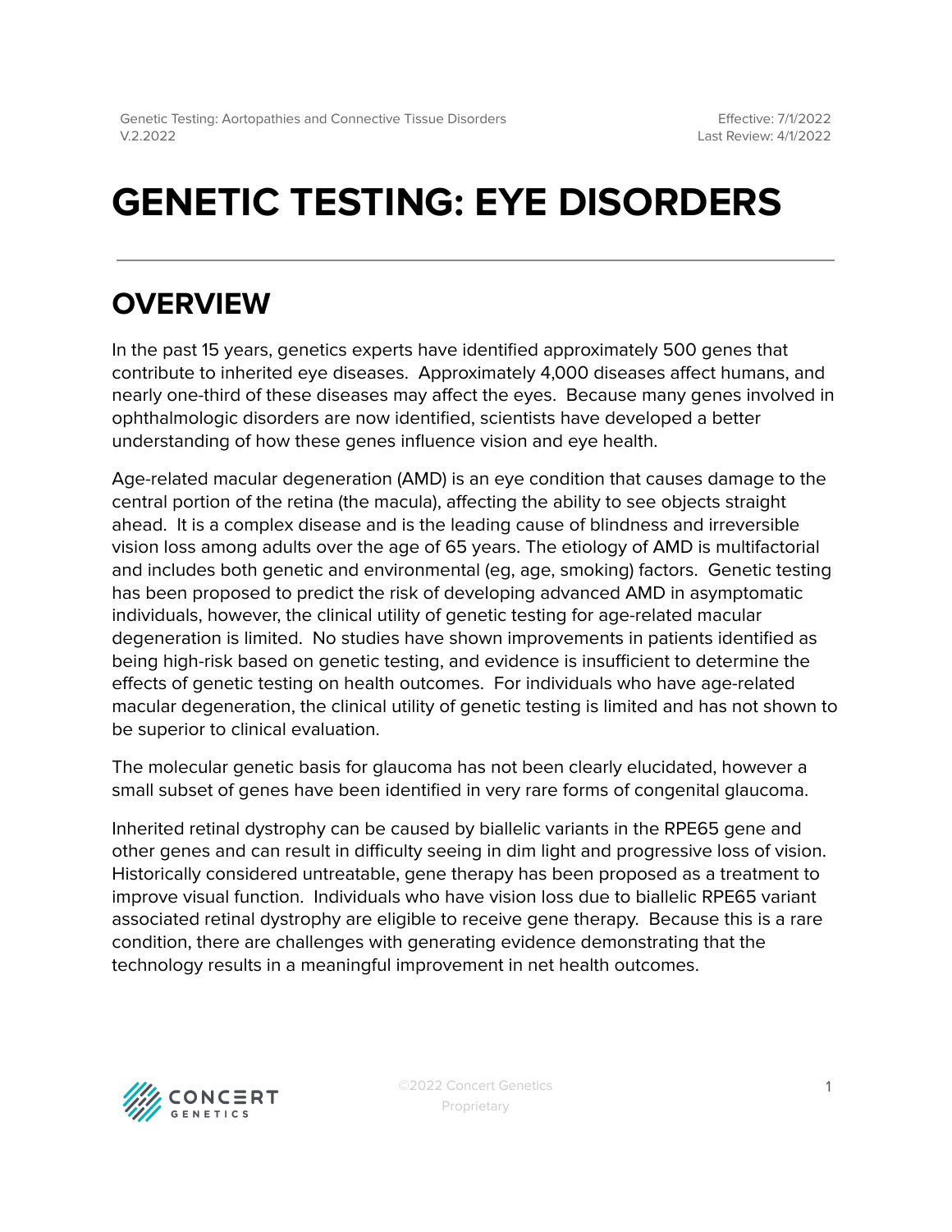# GENETIC TESTING: EYE DISORDERS

## OVERVIEW

In the past 15 years, genetics experts have identified approximately 500 genes that contribute to inherited eye diseases. Approximately 4,000 diseases affect humans, and nearly one-third of these diseases may affect the eyes. Because many genes involved in ophthalmologic disorders are now identified, scientists have developed a better understanding of how these genes influence vision and eye health.

Age-related macular degeneration (AMD) is an eye condition that causes damage to the central portion of the retina (the macula), affecting the ability to see objects straight ahead. It is a complex disease and is the leading cause of blindness and irreversible vision loss among adults over the age of 65 years. The etiology of AMD is multifactorial and includes both genetic and environmental (eg, age, smoking) factors. Genetic testing has been proposed to predict the risk of developing advanced AMD in asymptomatic individuals, however, the clinical utility of genetic testing for age-related macular degeneration is limited. No studies have shown improvements in patients identified as being high-risk based on genetic testing, and evidence is insufficient to determine the effects of genetic testing on health outcomes. For individuals who have age-related macular degeneration, the clinical utility of genetic testing is limited and has not shown to be superior to clinical evaluation.

The molecular genetic basis for glaucoma has not been clearly elucidated, however a small subset of genes have been identified in very rare forms of congenital glaucoma.

Inherited retinal dystrophy can be caused by biallelic variants in the RPE65 gene and other genes and can result in difficulty seeing in dim light and progressive loss of vision. Historically considered untreatable, gene therapy has been proposed as a treatment to improve visual function. Individuals who have vision loss due to biallelic RPE65 variant associated retinal dystrophy are eligible to receive gene therapy. Because this is a rare condition, there are challenges with generating evidence demonstrating that the technology results in a meaningful improvement in net health outcomes.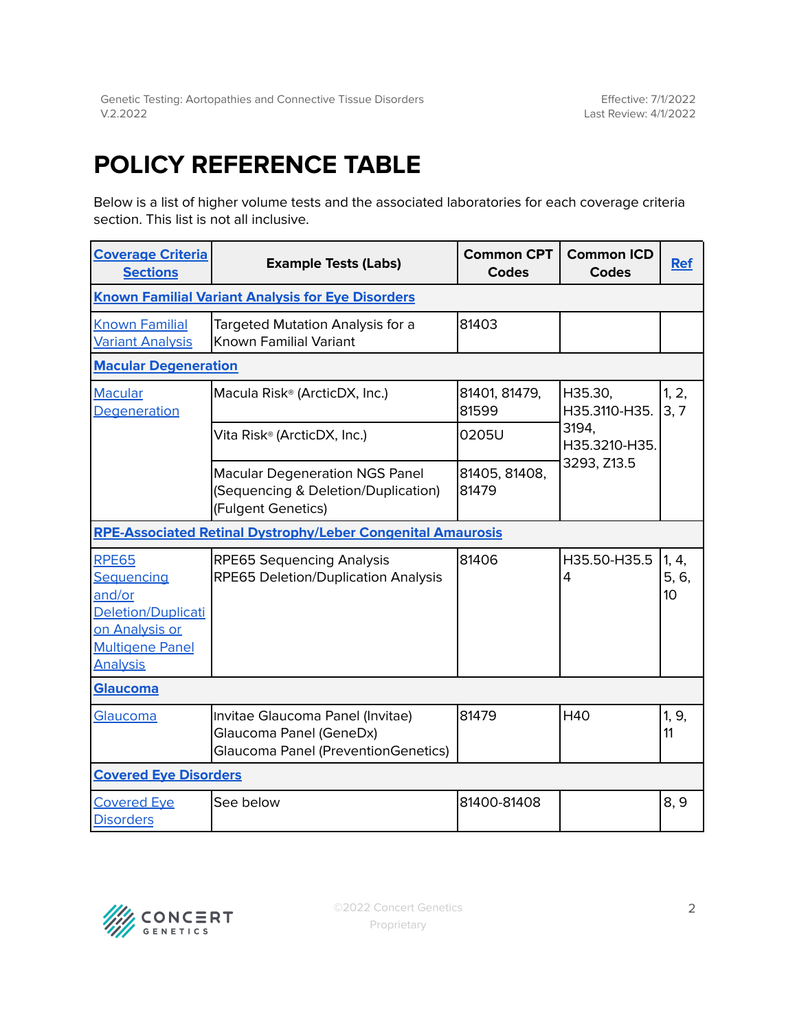# POLICY REFERENCE TABLE

Below is a list of higher volume tests and the associated laboratories for each coverage criteria section. This list is not all inclusive.

| Coverage Criteria Sections | Example Tests (Labs) | Common CPT Codes | Common ICD Codes | Ref |
|---|---|---|---|---|
| **Known Familial Variant Analysis for Eye Disorders** | | | | |
| Known Familial Variant Analysis | Targeted Mutation Analysis for a Known Familial Variant | 81403 | | |
| **Macular Degeneration** | | | | |
| Macular Degeneration | Macula Risk® (ArcticDX, Inc.) | 81401, 81479, 81599 | H35.30, H35.3110-H35.3194, H35.3210-H35.3293, Z13.5 | 1, 2, 3, 7 |
| | Vita Risk® (ArcticDX, Inc.) | 0205U | | |
| | Macular Degeneration NGS Panel (Sequencing & Deletion/Duplication) (Fulgent Genetics) | 81405, 81408, 81479 | | |
| **RPE-Associated Retinal Dystrophy/Leber Congenital Amaurosis** | | | | |
| RPE65 Sequencing and/or Deletion/Duplication Analysis or Multigene Panel Analysis | RPE65 Sequencing Analysis<br>RPE65 Deletion/Duplication Analysis | 81406 | H35.50-H35.54 | 1, 4, 5, 6, 10 |
| **Glaucoma** | | | | |
| Glaucoma | Invitae Glaucoma Panel (Invitae)<br>Glaucoma Panel (GeneDx)<br>Glaucoma Panel (PreventionGenetics) | 81479 | H40 | 1, 9, 11 |
| **Covered Eye Disorders** | | | | |
| Covered Eye Disorders | See below | 81400-81408 | | 8, 9 |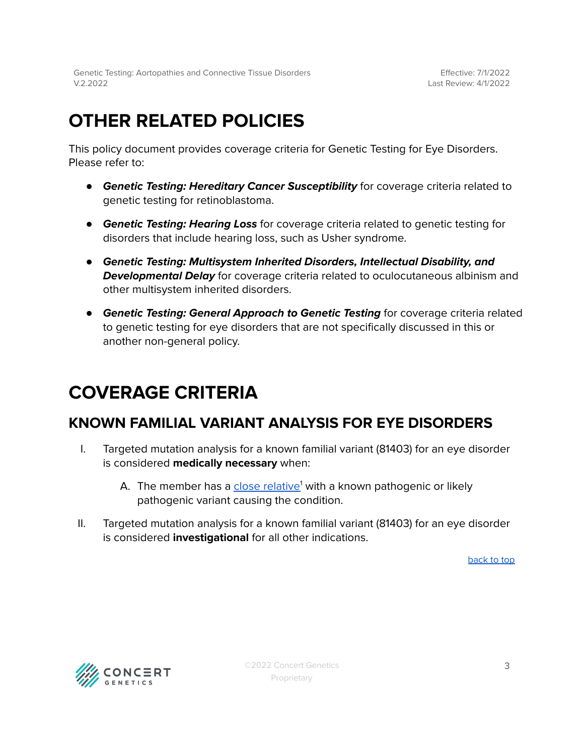# OTHER RELATED POLICIES

This policy document provides coverage criteria for Genetic Testing for Eye Disorders. Please refer to:

- ***Genetic Testing: Hereditary Cancer Susceptibility*** for coverage criteria related to genetic testing for retinoblastoma.
- ***Genetic Testing: Hearing Loss*** for coverage criteria related to genetic testing for disorders that include hearing loss, such as Usher syndrome.
- ***Genetic Testing: Multisystem Inherited Disorders, Intellectual Disability, and Developmental Delay*** for coverage criteria related to oculocutaneous albinism and other multisystem inherited disorders.
- ***Genetic Testing: General Approach to Genetic Testing*** for coverage criteria related to genetic testing for eye disorders that are not specifically discussed in this or another non-general policy.

# COVERAGE CRITERIA

## KNOWN FAMILIAL VARIANT ANALYSIS FOR EYE DISORDERS

I. Targeted mutation analysis for a known familial variant (81403) for an eye disorder is considered **medically necessary** when:

   A. The member has a close relative[1] with a known pathogenic or likely pathogenic variant causing the condition.

II. Targeted mutation analysis for a known familial variant (81403) for an eye disorder is considered **investigational** for all other indications.

back to top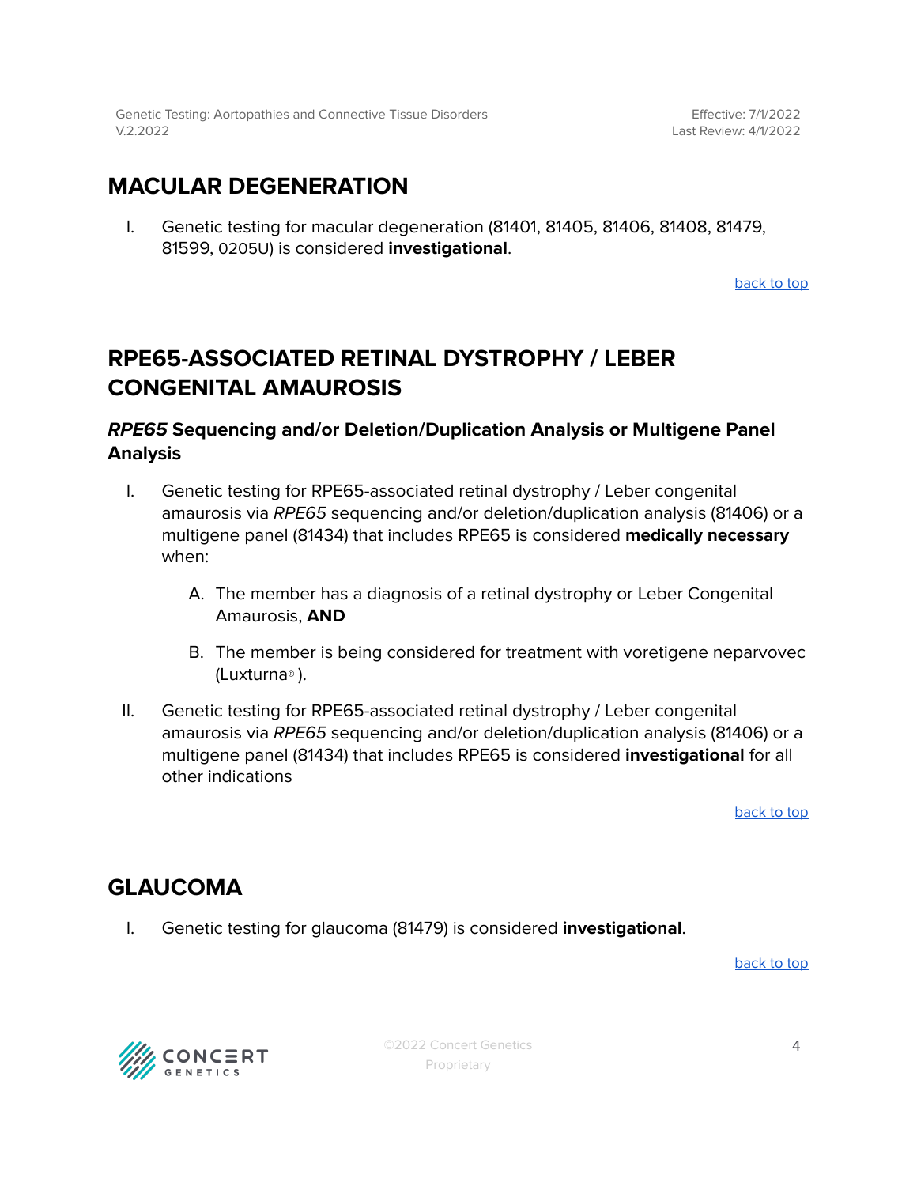## MACULAR DEGENERATION

I. Genetic testing for macular degeneration (81401, 81405, 81406, 81408, 81479, 81599, 0205U) is considered **investigational**.

back to top

## RPE65-ASSOCIATED RETINAL DYSTROPHY / LEBER CONGENITAL AMAUROSIS

### *RPE65* Sequencing and/or Deletion/Duplication Analysis or Multigene Panel Analysis

I. Genetic testing for RPE65-associated retinal dystrophy / Leber congenital amaurosis via *RPE65* sequencing and/or deletion/duplication analysis (81406) or a multigene panel (81434) that includes RPE65 is considered **medically necessary** when:

   A. The member has a diagnosis of a retinal dystrophy or Leber Congenital Amaurosis, **AND**

   B. The member is being considered for treatment with voretigene neparvovec (Luxturna® ).

II. Genetic testing for RPE65-associated retinal dystrophy / Leber congenital amaurosis via *RPE65* sequencing and/or deletion/duplication analysis (81406) or a multigene panel (81434) that includes RPE65 is considered **investigational** for all other indications

back to top

## GLAUCOMA

I. Genetic testing for glaucoma (81479) is considered **investigational**.

back to top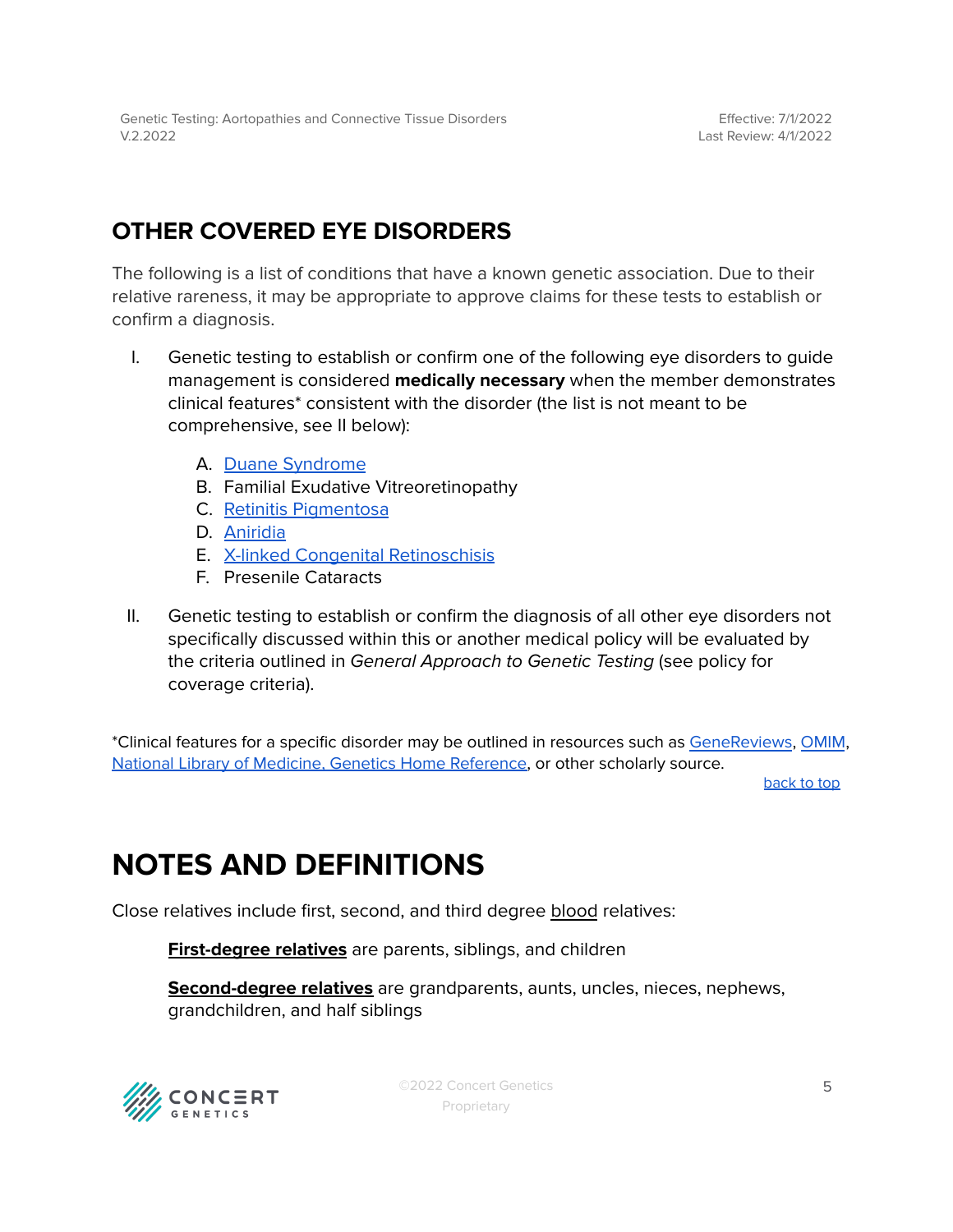## OTHER COVERED EYE DISORDERS

The following is a list of conditions that have a known genetic association. Due to their relative rareness, it may be appropriate to approve claims for these tests to establish or confirm a diagnosis.

I. Genetic testing to establish or confirm one of the following eye disorders to guide management is considered **medically necessary** when the member demonstrates clinical features* consistent with the disorder (the list is not meant to be comprehensive, see II below):

   A. Duane Syndrome
   B. Familial Exudative Vitreoretinopathy
   C. Retinitis Pigmentosa
   D. Aniridia
   E. X-linked Congenital Retinoschisis
   F. Presenile Cataracts

II. Genetic testing to establish or confirm the diagnosis of all other eye disorders not specifically discussed within this or another medical policy will be evaluated by the criteria outlined in *General Approach to Genetic Testing* (see policy for coverage criteria).

*Clinical features for a specific disorder may be outlined in resources such as GeneReviews, OMIM, National Library of Medicine, Genetics Home Reference, or other scholarly source.

back to top

# NOTES AND DEFINITIONS

Close relatives include first, second, and third degree blood relatives:

**First-degree relatives** are parents, siblings, and children

**Second-degree relatives** are grandparents, aunts, uncles, nieces, nephews, grandchildren, and half siblings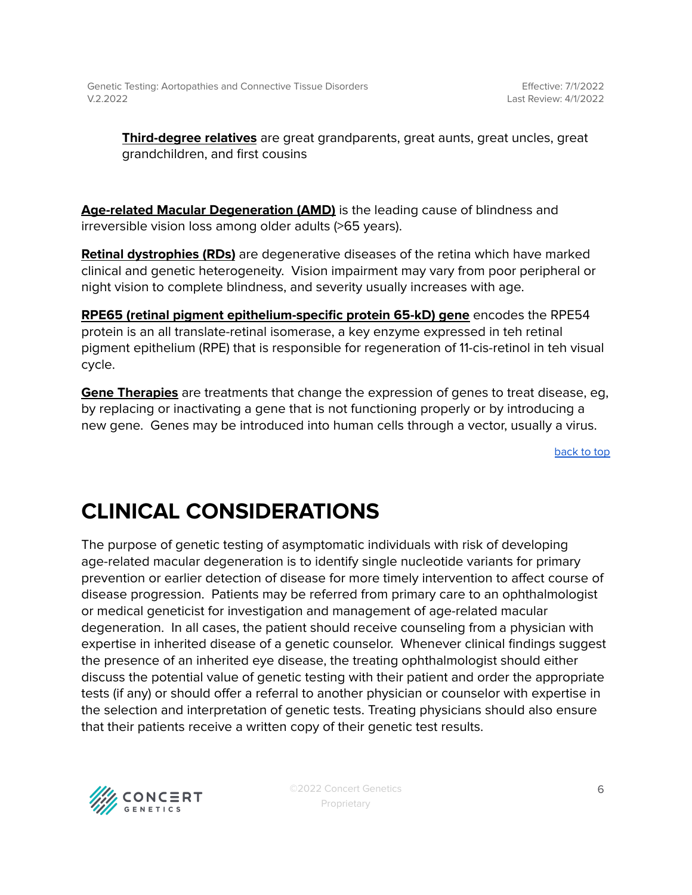**Third-degree relatives** are great grandparents, great aunts, great uncles, great grandchildren, and first cousins

**Age-related Macular Degeneration (AMD)** is the leading cause of blindness and irreversible vision loss among older adults (>65 years).

**Retinal dystrophies (RDs)** are degenerative diseases of the retina which have marked clinical and genetic heterogeneity. Vision impairment may vary from poor peripheral or night vision to complete blindness, and severity usually increases with age.

**RPE65 (retinal pigment epithelium-specific protein 65-kD) gene** encodes the RPE54 protein is an all translate-retinal isomerase, a key enzyme expressed in teh retinal pigment epithelium (RPE) that is responsible for regeneration of 11-cis-retinol in teh visual cycle.

**Gene Therapies** are treatments that change the expression of genes to treat disease, eg, by replacing or inactivating a gene that is not functioning properly or by introducing a new gene. Genes may be introduced into human cells through a vector, usually a virus.

back to top

# CLINICAL CONSIDERATIONS

The purpose of genetic testing of asymptomatic individuals with risk of developing age-related macular degeneration is to identify single nucleotide variants for primary prevention or earlier detection of disease for more timely intervention to affect course of disease progression. Patients may be referred from primary care to an ophthalmologist or medical geneticist for investigation and management of age-related macular degeneration. In all cases, the patient should receive counseling from a physician with expertise in inherited disease of a genetic counselor. Whenever clinical findings suggest the presence of an inherited eye disease, the treating ophthalmologist should either discuss the potential value of genetic testing with their patient and order the appropriate tests (if any) or should offer a referral to another physician or counselor with expertise in the selection and interpretation of genetic tests. Treating physicians should also ensure that their patients receive a written copy of their genetic test results.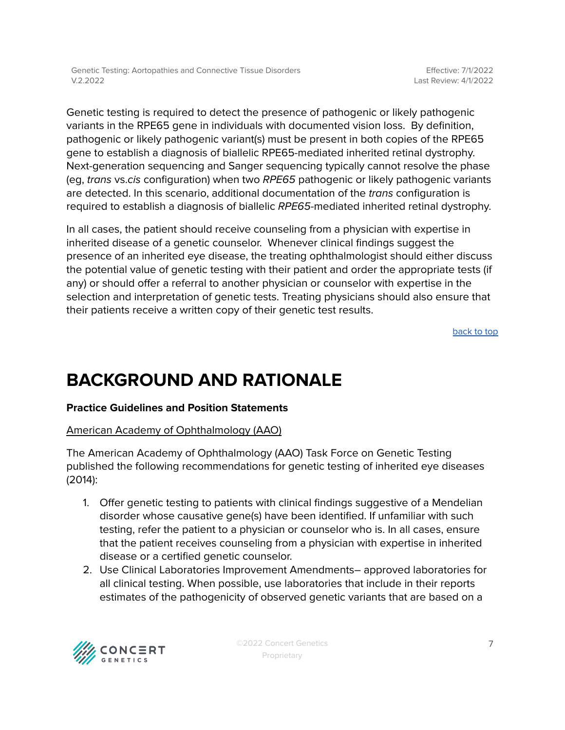Genetic testing is required to detect the presence of pathogenic or likely pathogenic variants in the RPE65 gene in individuals with documented vision loss. By definition, pathogenic or likely pathogenic variant(s) must be present in both copies of the RPE65 gene to establish a diagnosis of biallelic RPE65-mediated inherited retinal dystrophy. Next-generation sequencing and Sanger sequencing typically cannot resolve the phase (eg, *trans* vs.*cis* configuration) when two *RPE65* pathogenic or likely pathogenic variants are detected. In this scenario, additional documentation of the *trans* configuration is required to establish a diagnosis of biallelic *RPE65*-mediated inherited retinal dystrophy.

In all cases, the patient should receive counseling from a physician with expertise in inherited disease of a genetic counselor. Whenever clinical findings suggest the presence of an inherited eye disease, the treating ophthalmologist should either discuss the potential value of genetic testing with their patient and order the appropriate tests (if any) or should offer a referral to another physician or counselor with expertise in the selection and interpretation of genetic tests. Treating physicians should also ensure that their patients receive a written copy of their genetic test results.

back to top

# BACKGROUND AND RATIONALE

**Practice Guidelines and Position Statements**

American Academy of Ophthalmology (AAO)

The American Academy of Ophthalmology (AAO) Task Force on Genetic Testing published the following recommendations for genetic testing of inherited eye diseases (2014):

1. Offer genetic testing to patients with clinical findings suggestive of a Mendelian disorder whose causative gene(s) have been identified. If unfamiliar with such testing, refer the patient to a physician or counselor who is. In all cases, ensure that the patient receives counseling from a physician with expertise in inherited disease or a certified genetic counselor.
2. Use Clinical Laboratories Improvement Amendments– approved laboratories for all clinical testing. When possible, use laboratories that include in their reports estimates of the pathogenicity of observed genetic variants that are based on a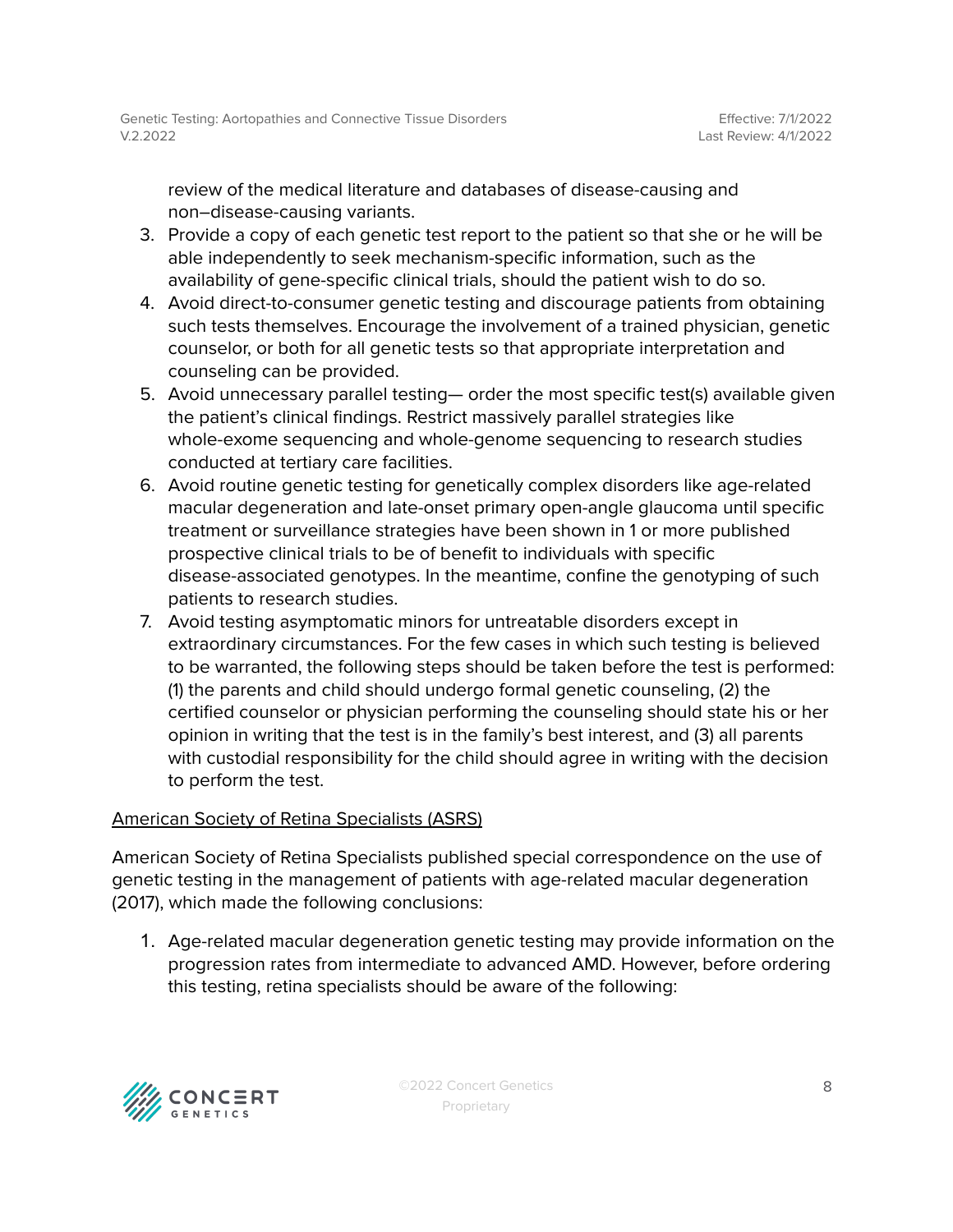review of the medical literature and databases of disease-causing and non–disease-causing variants.

3. Provide a copy of each genetic test report to the patient so that she or he will be able independently to seek mechanism-specific information, such as the availability of gene-specific clinical trials, should the patient wish to do so.
4. Avoid direct-to-consumer genetic testing and discourage patients from obtaining such tests themselves. Encourage the involvement of a trained physician, genetic counselor, or both for all genetic tests so that appropriate interpretation and counseling can be provided.
5. Avoid unnecessary parallel testing— order the most specific test(s) available given the patient's clinical findings. Restrict massively parallel strategies like whole-exome sequencing and whole-genome sequencing to research studies conducted at tertiary care facilities.
6. Avoid routine genetic testing for genetically complex disorders like age-related macular degeneration and late-onset primary open-angle glaucoma until specific treatment or surveillance strategies have been shown in 1 or more published prospective clinical trials to be of benefit to individuals with specific disease-associated genotypes. In the meantime, confine the genotyping of such patients to research studies.
7. Avoid testing asymptomatic minors for untreatable disorders except in extraordinary circumstances. For the few cases in which such testing is believed to be warranted, the following steps should be taken before the test is performed: (1) the parents and child should undergo formal genetic counseling, (2) the certified counselor or physician performing the counseling should state his or her opinion in writing that the test is in the family's best interest, and (3) all parents with custodial responsibility for the child should agree in writing with the decision to perform the test.

American Society of Retina Specialists (ASRS)

American Society of Retina Specialists published special correspondence on the use of genetic testing in the management of patients with age-related macular degeneration (2017), which made the following conclusions:

1. Age-related macular degeneration genetic testing may provide information on the progression rates from intermediate to advanced AMD. However, before ordering this testing, retina specialists should be aware of the following: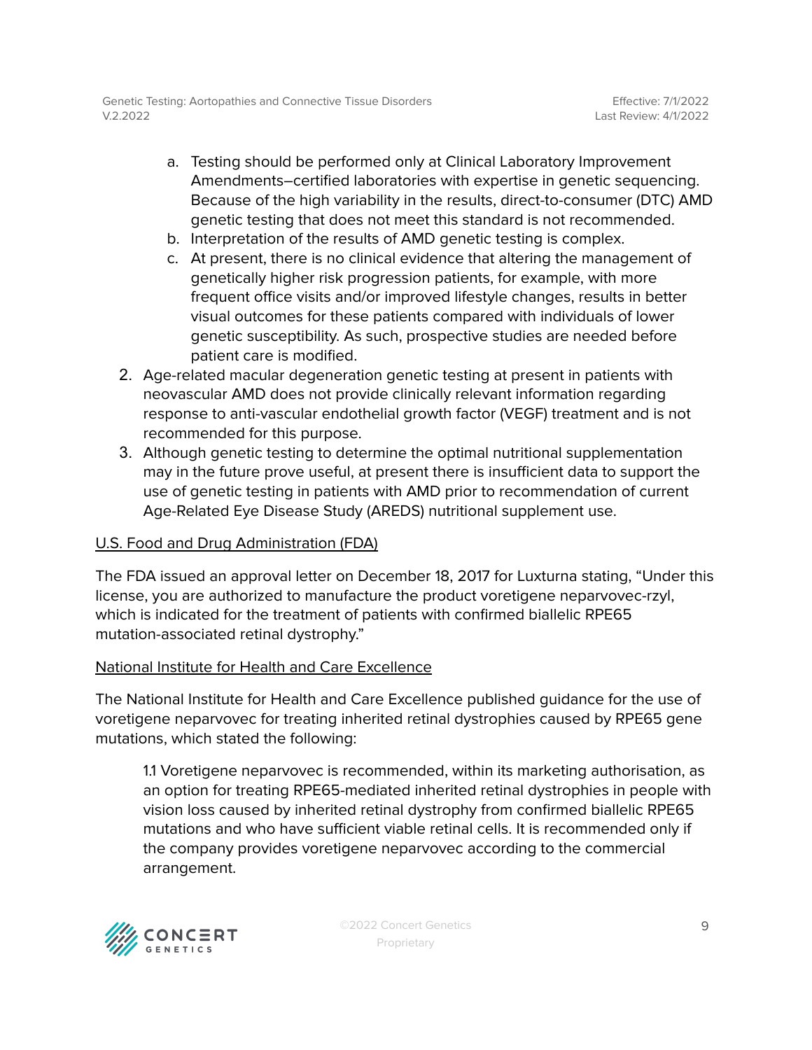a. Testing should be performed only at Clinical Laboratory Improvement Amendments–certified laboratories with expertise in genetic sequencing. Because of the high variability in the results, direct-to-consumer (DTC) AMD genetic testing that does not meet this standard is not recommended.
   b. Interpretation of the results of AMD genetic testing is complex.
   c. At present, there is no clinical evidence that altering the management of genetically higher risk progression patients, for example, with more frequent office visits and/or improved lifestyle changes, results in better visual outcomes for these patients compared with individuals of lower genetic susceptibility. As such, prospective studies are needed before patient care is modified.
2. Age-related macular degeneration genetic testing at present in patients with neovascular AMD does not provide clinically relevant information regarding response to anti-vascular endothelial growth factor (VEGF) treatment and is not recommended for this purpose.
3. Although genetic testing to determine the optimal nutritional supplementation may in the future prove useful, at present there is insufficient data to support the use of genetic testing in patients with AMD prior to recommendation of current Age-Related Eye Disease Study (AREDS) nutritional supplement use.

U.S. Food and Drug Administration (FDA)

The FDA issued an approval letter on December 18, 2017 for Luxturna stating, "Under this license, you are authorized to manufacture the product voretigene neparvovec-rzyl, which is indicated for the treatment of patients with confirmed biallelic RPE65 mutation-associated retinal dystrophy."

National Institute for Health and Care Excellence

The National Institute for Health and Care Excellence published guidance for the use of voretigene neparvovec for treating inherited retinal dystrophies caused by RPE65 gene mutations, which stated the following:

> 1.1 Voretigene neparvovec is recommended, within its marketing authorisation, as an option for treating RPE65-mediated inherited retinal dystrophies in people with vision loss caused by inherited retinal dystrophy from confirmed biallelic RPE65 mutations and who have sufficient viable retinal cells. It is recommended only if the company provides voretigene neparvovec according to the commercial arrangement.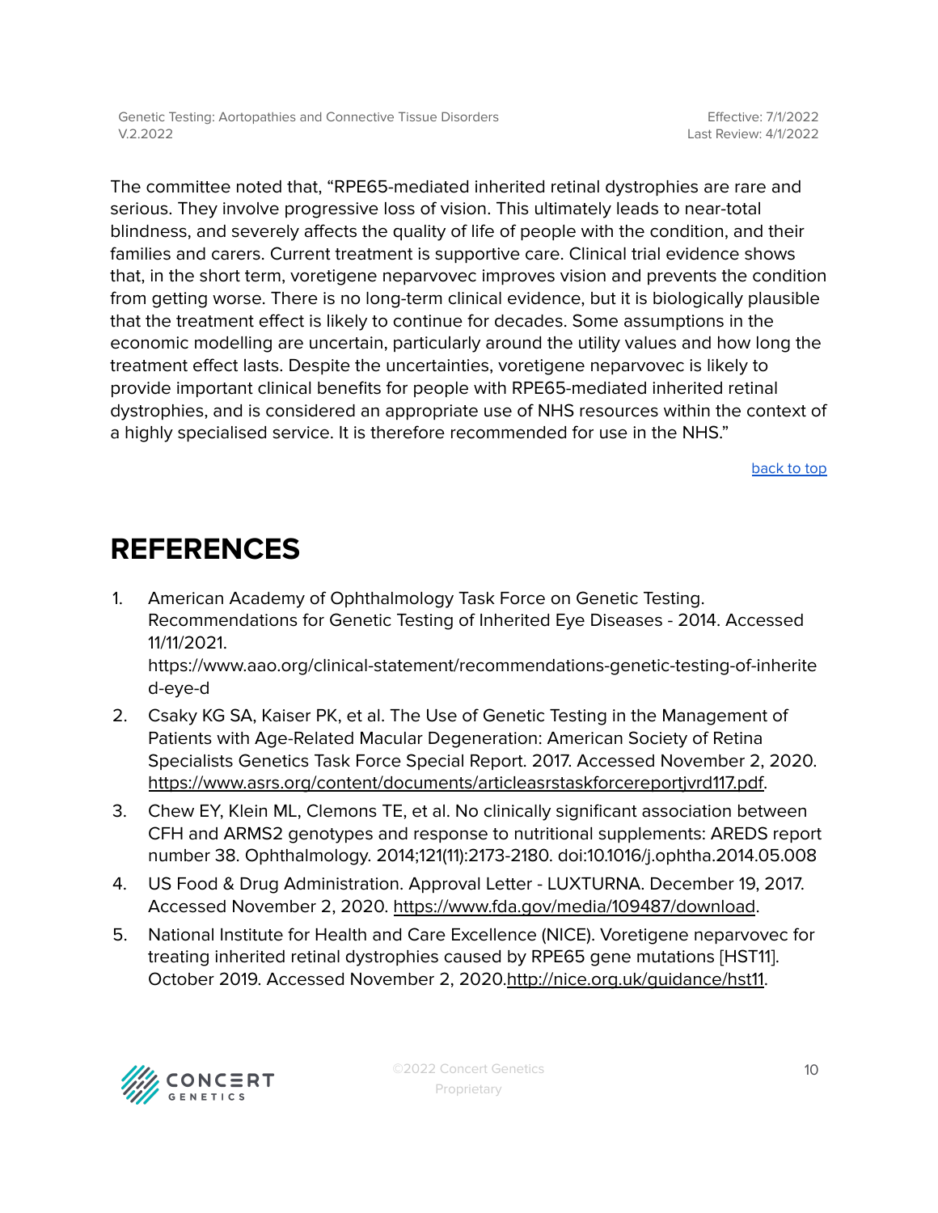The committee noted that, "RPE65-mediated inherited retinal dystrophies are rare and serious. They involve progressive loss of vision. This ultimately leads to near-total blindness, and severely affects the quality of life of people with the condition, and their families and carers. Current treatment is supportive care. Clinical trial evidence shows that, in the short term, voretigene neparvovec improves vision and prevents the condition from getting worse. There is no long-term clinical evidence, but it is biologically plausible that the treatment effect is likely to continue for decades. Some assumptions in the economic modelling are uncertain, particularly around the utility values and how long the treatment effect lasts. Despite the uncertainties, voretigene neparvovec is likely to provide important clinical benefits for people with RPE65-mediated inherited retinal dystrophies, and is considered an appropriate use of NHS resources within the context of a highly specialised service. It is therefore recommended for use in the NHS."

back to top

# REFERENCES

1. American Academy of Ophthalmology Task Force on Genetic Testing. Recommendations for Genetic Testing of Inherited Eye Diseases - 2014. Accessed 11/11/2021. https://www.aao.org/clinical-statement/recommendations-genetic-testing-of-inherited-eye-d
2. Csaky KG SA, Kaiser PK, et al. The Use of Genetic Testing in the Management of Patients with Age-Related Macular Degeneration: American Society of Retina Specialists Genetics Task Force Special Report. 2017. Accessed November 2, 2020. https://www.asrs.org/content/documents/articleasrstaskforcereportjvrd117.pdf.
3. Chew EY, Klein ML, Clemons TE, et al. No clinically significant association between CFH and ARMS2 genotypes and response to nutritional supplements: AREDS report number 38. Ophthalmology. 2014;121(11):2173-2180. doi:10.1016/j.ophtha.2014.05.008
4. US Food & Drug Administration. Approval Letter - LUXTURNA. December 19, 2017. Accessed November 2, 2020. https://www.fda.gov/media/109487/download.
5. National Institute for Health and Care Excellence (NICE). Voretigene neparvovec for treating inherited retinal dystrophies caused by RPE65 gene mutations [HST11]. October 2019. Accessed November 2, 2020.http://nice.org.uk/guidance/hst11.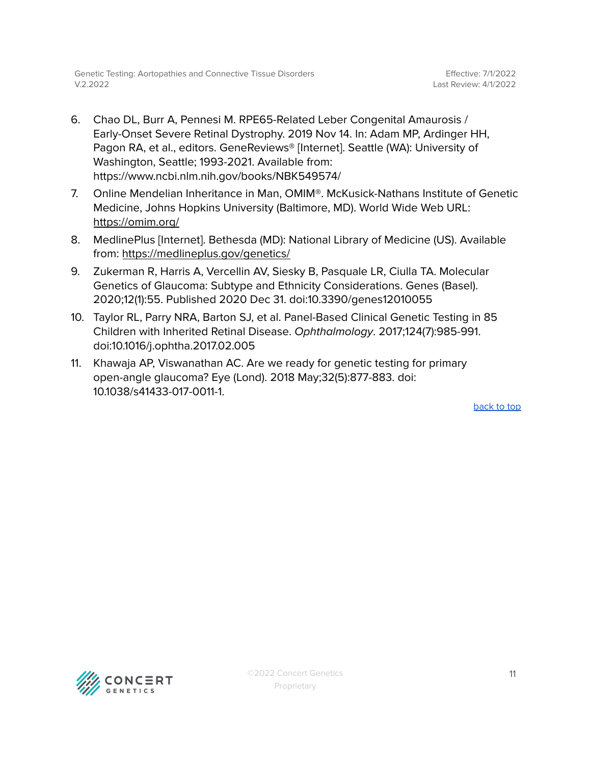6. Chao DL, Burr A, Pennesi M. RPE65-Related Leber Congenital Amaurosis / Early-Onset Severe Retinal Dystrophy. 2019 Nov 14. In: Adam MP, Ardinger HH, Pagon RA, et al., editors. GeneReviews® [Internet]. Seattle (WA): University of Washington, Seattle; 1993-2021. Available from: https://www.ncbi.nlm.nih.gov/books/NBK549574/
7. Online Mendelian Inheritance in Man, OMIM®. McKusick-Nathans Institute of Genetic Medicine, Johns Hopkins University (Baltimore, MD). World Wide Web URL: https://omim.org/
8. MedlinePlus [Internet]. Bethesda (MD): National Library of Medicine (US). Available from: https://medlineplus.gov/genetics/
9. Zukerman R, Harris A, Vercellin AV, Siesky B, Pasquale LR, Ciulla TA. Molecular Genetics of Glaucoma: Subtype and Ethnicity Considerations. Genes (Basel). 2020;12(1):55. Published 2020 Dec 31. doi:10.3390/genes12010055
10. Taylor RL, Parry NRA, Barton SJ, et al. Panel-Based Clinical Genetic Testing in 85 Children with Inherited Retinal Disease. *Ophthalmology*. 2017;124(7):985-991. doi:10.1016/j.ophtha.2017.02.005
11. Khawaja AP, Viswanathan AC. Are we ready for genetic testing for primary open-angle glaucoma? Eye (Lond). 2018 May;32(5):877-883. doi: 10.1038/s41433-017-0011-1.

back to top